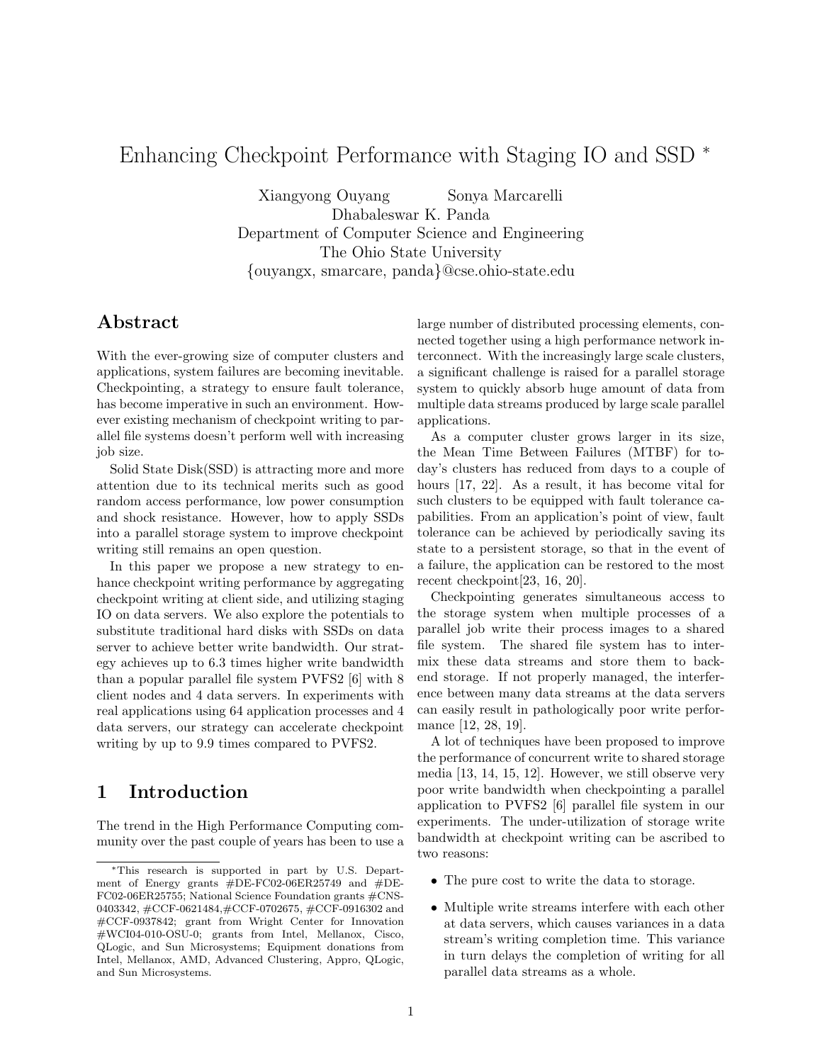# Enhancing Checkpoint Performance with Staging IO and SSD [*]

Xiangyong Ouyang　　Sonya Marcarelli
Dhabaleswar K. Panda
Department of Computer Science and Engineering
The Ohio State University
{ouyangx, smarcare, panda}@cse.ohio-state.edu

## Abstract

With the ever-growing size of computer clusters and applications, system failures are becoming inevitable. Checkpointing, a strategy to ensure fault tolerance, has become imperative in such an environment. However existing mechanism of checkpoint writing to parallel file systems doesn't perform well with increasing job size.

Solid State Disk(SSD) is attracting more and more attention due to its technical merits such as good random access performance, low power consumption and shock resistance. However, how to apply SSDs into a parallel storage system to improve checkpoint writing still remains an open question.

In this paper we propose a new strategy to enhance checkpoint writing performance by aggregating checkpoint writing at client side, and utilizing staging IO on data servers. We also explore the potentials to substitute traditional hard disks with SSDs on data server to achieve better write bandwidth. Our strategy achieves up to 6.3 times higher write bandwidth than a popular parallel file system PVFS2 [6] with 8 client nodes and 4 data servers. In experiments with real applications using 64 application processes and 4 data servers, our strategy can accelerate checkpoint writing by up to 9.9 times compared to PVFS2.

## 1 Introduction

The trend in the High Performance Computing community over the past couple of years has been to use a large number of distributed processing elements, connected together using a high performance network interconnect. With the increasingly large scale clusters, a significant challenge is raised for a parallel storage system to quickly absorb huge amount of data from multiple data streams produced by large scale parallel applications.

As a computer cluster grows larger in its size, the Mean Time Between Failures (MTBF) for today's clusters has reduced from days to a couple of hours [17, 22]. As a result, it has become vital for such clusters to be equipped with fault tolerance capabilities. From an application's point of view, fault tolerance can be achieved by periodically saving its state to a persistent storage, so that in the event of a failure, the application can be restored to the most recent checkpoint[23, 16, 20].

Checkpointing generates simultaneous access to the storage system when multiple processes of a parallel job write their process images to a shared file system. The shared file system has to intermix these data streams and store them to backend storage. If not properly managed, the interference between many data streams at the data servers can easily result in pathologically poor write performance [12, 28, 19].

A lot of techniques have been proposed to improve the performance of concurrent write to shared storage media [13, 14, 15, 12]. However, we still observe very poor write bandwidth when checkpointing a parallel application to PVFS2 [6] parallel file system in our experiments. The under-utilization of storage write bandwidth at checkpoint writing can be ascribed to two reasons:

- The pure cost to write the data to storage.
- Multiple write streams interfere with each other at data servers, which causes variances in a data stream's writing completion time. This variance in turn delays the completion of writing for all parallel data streams as a whole.

[*]This research is supported in part by U.S. Department of Energy grants #DE-FC02-06ER25749 and #DE-FC02-06ER25755; National Science Foundation grants #CNS-0403342, #CCF-0621484,#CCF-0702675, #CCF-0916302 and #CCF-0937842; grant from Wright Center for Innovation #WCI04-010-OSU-0; grants from Intel, Mellanox, Cisco, QLogic, and Sun Microsystems; Equipment donations from Intel, Mellanox, AMD, Advanced Clustering, Appro, QLogic, and Sun Microsystems.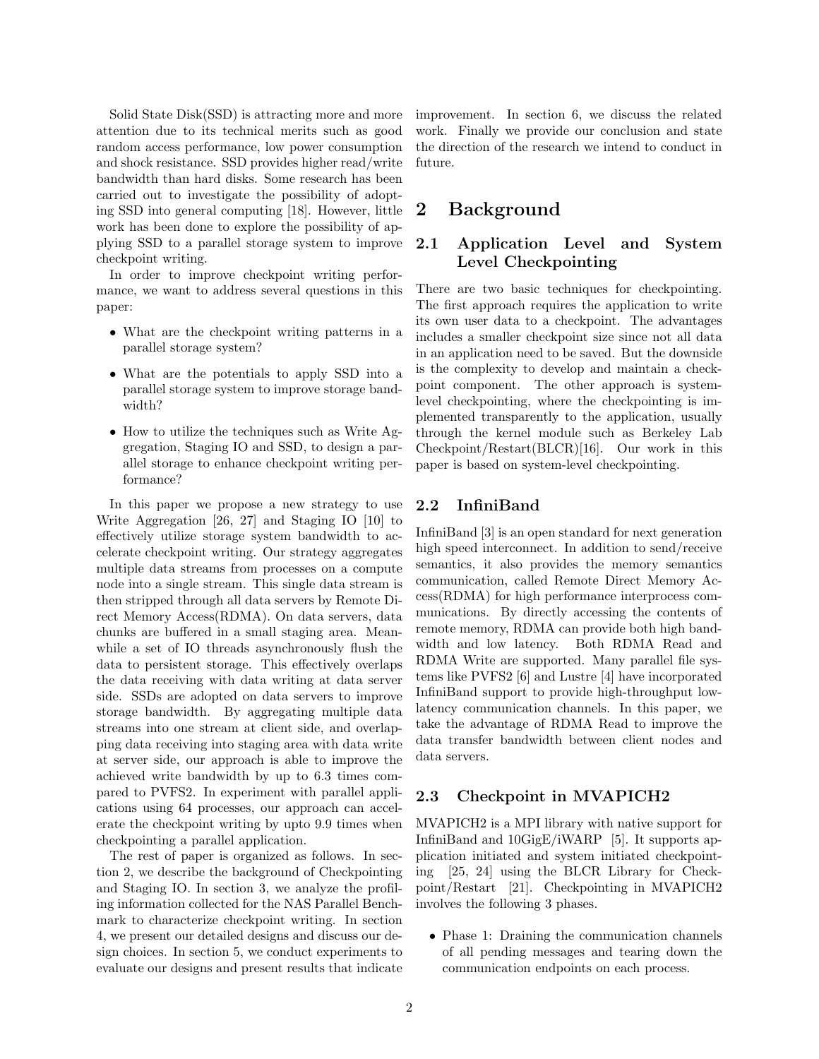Solid State Disk(SSD) is attracting more and more attention due to its technical merits such as good random access performance, low power consumption and shock resistance. SSD provides higher read/write bandwidth than hard disks. Some research has been carried out to investigate the possibility of adopting SSD into general computing [18]. However, little work has been done to explore the possibility of applying SSD to a parallel storage system to improve checkpoint writing.

In order to improve checkpoint writing performance, we want to address several questions in this paper:

- What are the checkpoint writing patterns in a parallel storage system?
- What are the potentials to apply SSD into a parallel storage system to improve storage bandwidth?
- How to utilize the techniques such as Write Aggregation, Staging IO and SSD, to design a parallel storage to enhance checkpoint writing performance?

In this paper we propose a new strategy to use Write Aggregation [26, 27] and Staging IO [10] to effectively utilize storage system bandwidth to accelerate checkpoint writing. Our strategy aggregates multiple data streams from processes on a compute node into a single stream. This single data stream is then stripped through all data servers by Remote Direct Memory Access(RDMA). On data servers, data chunks are buffered in a small staging area. Meanwhile a set of IO threads asynchronously flush the data to persistent storage. This effectively overlaps the data receiving with data writing at data server side. SSDs are adopted on data servers to improve storage bandwidth. By aggregating multiple data streams into one stream at client side, and overlapping data receiving into staging area with data write at server side, our approach is able to improve the achieved write bandwidth by up to 6.3 times compared to PVFS2. In experiment with parallel applications using 64 processes, our approach can accelerate the checkpoint writing by upto 9.9 times when checkpointing a parallel application.

The rest of paper is organized as follows. In section 2, we describe the background of Checkpointing and Staging IO. In section 3, we analyze the profiling information collected for the NAS Parallel Benchmark to characterize checkpoint writing. In section 4, we present our detailed designs and discuss our design choices. In section 5, we conduct experiments to evaluate our designs and present results that indicate improvement. In section 6, we discuss the related work. Finally we provide our conclusion and state the direction of the research we intend to conduct in future.

# 2 Background

## 2.1 Application Level and System Level Checkpointing

There are two basic techniques for checkpointing. The first approach requires the application to write its own user data to a checkpoint. The advantages includes a smaller checkpoint size since not all data in an application need to be saved. But the downside is the complexity to develop and maintain a checkpoint component. The other approach is system-level checkpointing, where the checkpointing is implemented transparently to the application, usually through the kernel module such as Berkeley Lab Checkpoint/Restart(BLCR)[16]. Our work in this paper is based on system-level checkpointing.

## 2.2 InfiniBand

InfiniBand [3] is an open standard for next generation high speed interconnect. In addition to send/receive semantics, it also provides the memory semantics communication, called Remote Direct Memory Access(RDMA) for high performance interprocess communications. By directly accessing the contents of remote memory, RDMA can provide both high bandwidth and low latency. Both RDMA Read and RDMA Write are supported. Many parallel file systems like PVFS2 [6] and Lustre [4] have incorporated InfiniBand support to provide high-throughput low-latency communication channels. In this paper, we take the advantage of RDMA Read to improve the data transfer bandwidth between client nodes and data servers.

## 2.3 Checkpoint in MVAPICH2

MVAPICH2 is a MPI library with native support for InfiniBand and 10GigE/iWARP [5]. It supports application initiated and system initiated checkpointing [25, 24] using the BLCR Library for Checkpoint/Restart [21]. Checkpointing in MVAPICH2 involves the following 3 phases.

- Phase 1: Draining the communication channels of all pending messages and tearing down the communication endpoints on each process.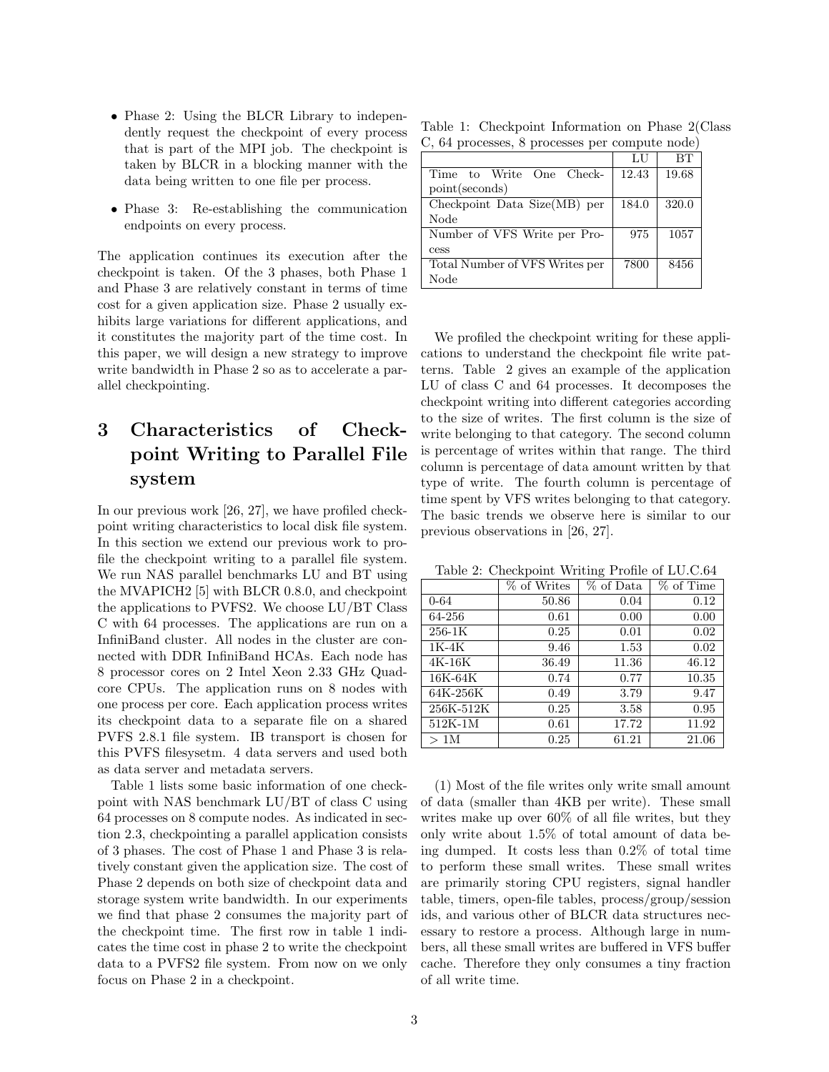- Phase 2: Using the BLCR Library to independently request the checkpoint of every process that is part of the MPI job. The checkpoint is taken by BLCR in a blocking manner with the data being written to one file per process.
- Phase 3: Re-establishing the communication endpoints on every process.

The application continues its execution after the checkpoint is taken. Of the 3 phases, both Phase 1 and Phase 3 are relatively constant in terms of time cost for a given application size. Phase 2 usually exhibits large variations for different applications, and it constitutes the majority part of the time cost. In this paper, we will design a new strategy to improve write bandwidth in Phase 2 so as to accelerate a parallel checkpointing.

# 3 Characteristics of Checkpoint Writing to Parallel File system

In our previous work [26, 27], we have profiled checkpoint writing characteristics to local disk file system. In this section we extend our previous work to profile the checkpoint writing to a parallel file system. We run NAS parallel benchmarks LU and BT using the MVAPICH2 [5] with BLCR 0.8.0, and checkpoint the applications to PVFS2. We choose LU/BT Class C with 64 processes. The applications are run on a InfiniBand cluster. All nodes in the cluster are connected with DDR InfiniBand HCAs. Each node has 8 processor cores on 2 Intel Xeon 2.33 GHz Quad-core CPUs. The application runs on 8 nodes with one process per core. Each application process writes its checkpoint data to a separate file on a shared PVFS 2.8.1 file system. IB transport is chosen for this PVFS filesysetm. 4 data servers and used both as data server and metadata servers.

Table 1 lists some basic information of one checkpoint with NAS benchmark LU/BT of class C using 64 processes on 8 compute nodes. As indicated in section 2.3, checkpointing a parallel application consists of 3 phases. The cost of Phase 1 and Phase 3 is relatively constant given the application size. The cost of Phase 2 depends on both size of checkpoint data and storage system write bandwidth. In our experiments we find that phase 2 consumes the majority part of the checkpoint time. The first row in table 1 indicates the time cost in phase 2 to write the checkpoint data to a PVFS2 file system. From now on we only focus on Phase 2 in a checkpoint.

Table 1: Checkpoint Information on Phase 2(Class C, 64 processes, 8 processes per compute node)

| | LU | BT |
|---|---|---|
| Time to Write One Checkpoint(seconds) | 12.43 | 19.68 |
| Checkpoint Data Size(MB) per Node | 184.0 | 320.0 |
| Number of VFS Write per Process | 975 | 1057 |
| Total Number of VFS Writes per Node | 7800 | 8456 |

We profiled the checkpoint writing for these applications to understand the checkpoint file write patterns. Table 2 gives an example of the application LU of class C and 64 processes. It decomposes the checkpoint writing into different categories according to the size of writes. The first column is the size of write belonging to that category. The second column is percentage of writes within that range. The third column is percentage of data amount written by that type of write. The fourth column is percentage of time spent by VFS writes belonging to that category. The basic trends we observe here is similar to our previous observations in [26, 27].

Table 2: Checkpoint Writing Profile of LU.C.64

| | % of Writes | % of Data | % of Time |
|---|---|---|---|
| 0-64 | 50.86 | 0.04 | 0.12 |
| 64-256 | 0.61 | 0.00 | 0.00 |
| 256-1K | 0.25 | 0.01 | 0.02 |
| 1K-4K | 9.46 | 1.53 | 0.02 |
| 4K-16K | 36.49 | 11.36 | 46.12 |
| 16K-64K | 0.74 | 0.77 | 10.35 |
| 64K-256K | 0.49 | 3.79 | 9.47 |
| 256K-512K | 0.25 | 3.58 | 0.95 |
| 512K-1M | 0.61 | 17.72 | 11.92 |
| $> 1$M | 0.25 | 61.21 | 21.06 |

(1) Most of the file writes only write small amount of data (smaller than 4KB per write). These small writes make up over 60% of all file writes, but they only write about 1.5% of total amount of data being dumped. It costs less than 0.2% of total time to perform these small writes. These small writes are primarily storing CPU registers, signal handler table, timers, open-file tables, process/group/session ids, and various other of BLCR data structures necessary to restore a process. Although large in numbers, all these small writes are buffered in VFS buffer cache. Therefore they only consumes a tiny fraction of all write time.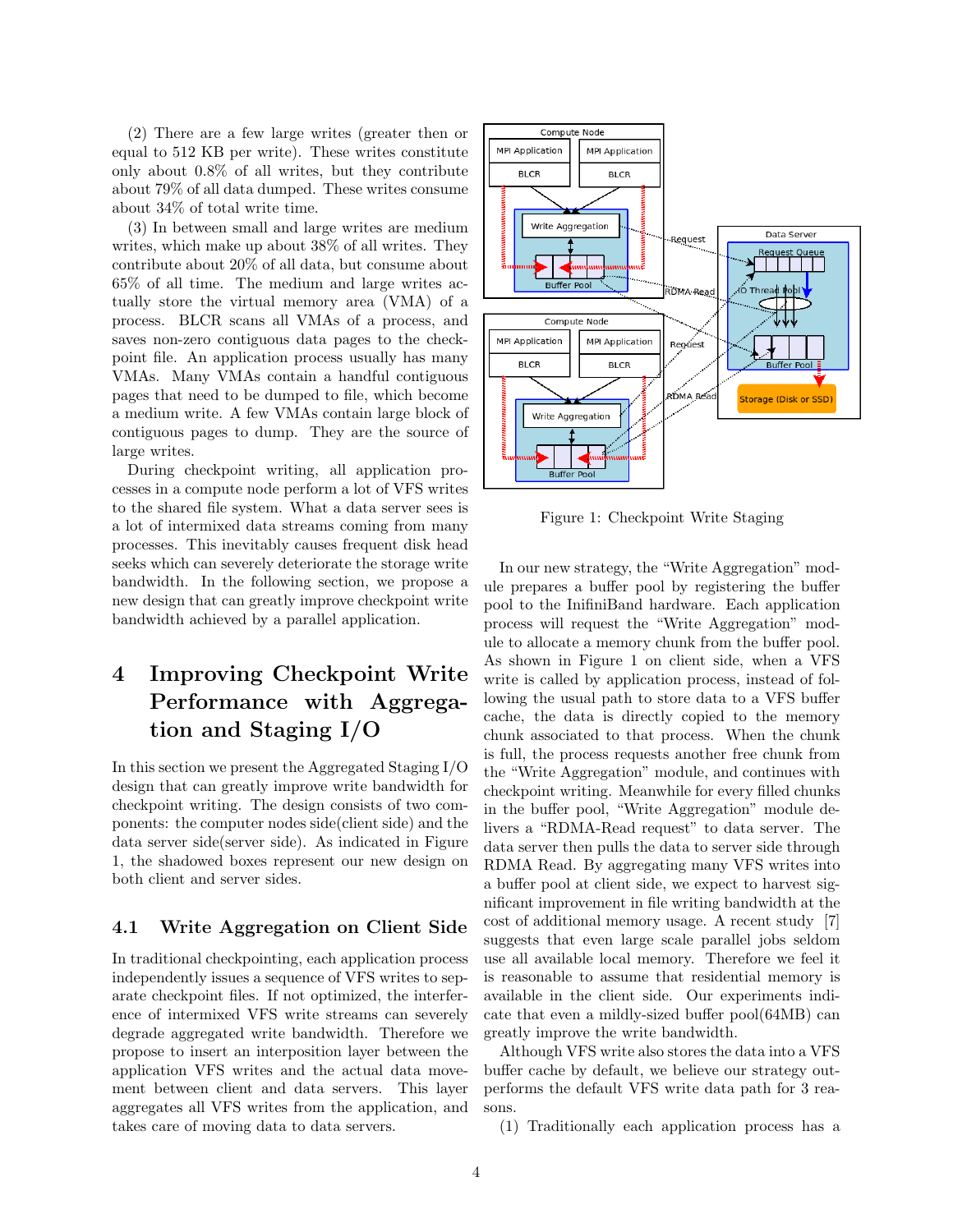(2) There are a few large writes (greater then or equal to 512 KB per write). These writes constitute only about 0.8% of all writes, but they contribute about 79% of all data dumped. These writes consume about 34% of total write time.

(3) In between small and large writes are medium writes, which make up about 38% of all writes. They contribute about 20% of all data, but consume about 65% of all time. The medium and large writes actually store the virtual memory area (VMA) of a process. BLCR scans all VMAs of a process, and saves non-zero contiguous data pages to the checkpoint file. An application process usually has many VMAs. Many VMAs contain a handful contiguous pages that need to be dumped to file, which become a medium write. A few VMAs contain large block of contiguous pages to dump. They are the source of large writes.

During checkpoint writing, all application processes in a compute node perform a lot of VFS writes to the shared file system. What a data server sees is a lot of intermixed data streams coming from many processes. This inevitably causes frequent disk head seeks which can severely deteriorate the storage write bandwidth. In the following section, we propose a new design that can greatly improve checkpoint write bandwidth achieved by a parallel application.

# 4 Improving Checkpoint Write Performance with Aggregation and Staging I/O

In this section we present the Aggregated Staging I/O design that can greatly improve write bandwidth for checkpoint writing. The design consists of two components: the computer nodes side(client side) and the data server side(server side). As indicated in Figure 1, the shadowed boxes represent our new design on both client and server sides.

## 4.1 Write Aggregation on Client Side

In traditional checkpointing, each application process independently issues a sequence of VFS writes to separate checkpoint files. If not optimized, the interference of intermixed VFS write streams can severely degrade aggregated write bandwidth. Therefore we propose to insert an interposition layer between the application VFS writes and the actual data movement between client and data servers. This layer aggregates all VFS writes from the application, and takes care of moving data to data servers.

Figure 1: Checkpoint Write Staging

In our new strategy, the "Write Aggregation" module prepares a buffer pool by registering the buffer pool to the InifiniBand hardware. Each application process will request the "Write Aggregation" module to allocate a memory chunk from the buffer pool. As shown in Figure 1 on client side, when a VFS write is called by application process, instead of following the usual path to store data to a VFS buffer cache, the data is directly copied to the memory chunk associated to that process. When the chunk is full, the process requests another free chunk from the "Write Aggregation" module, and continues with checkpoint writing. Meanwhile for every filled chunks in the buffer pool, "Write Aggregation" module delivers a "RDMA-Read request" to data server. The data server then pulls the data to server side through RDMA Read. By aggregating many VFS writes into a buffer pool at client side, we expect to harvest significant improvement in file writing bandwidth at the cost of additional memory usage. A recent study [7] suggests that even large scale parallel jobs seldom use all available local memory. Therefore we feel it is reasonable to assume that residential memory is available in the client side. Our experiments indicate that even a mildly-sized buffer pool(64MB) can greatly improve the write bandwidth.

Although VFS write also stores the data into a VFS buffer cache by default, we believe our strategy outperforms the default VFS write data path for 3 reasons.

(1) Traditionally each application process has a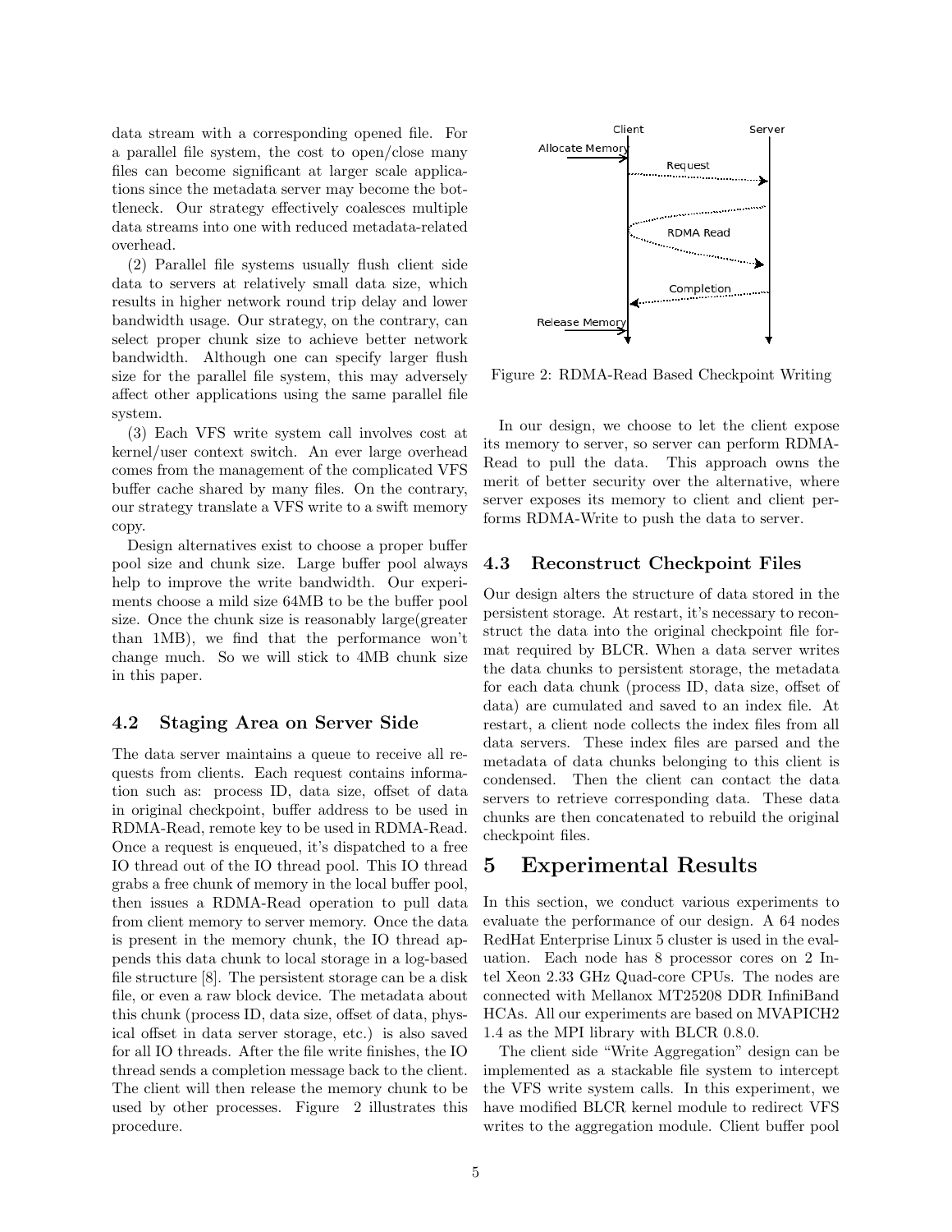data stream with a corresponding opened file. For a parallel file system, the cost to open/close many files can become significant at larger scale applications since the metadata server may become the bottleneck. Our strategy effectively coalesces multiple data streams into one with reduced metadata-related overhead.

(2) Parallel file systems usually flush client side data to servers at relatively small data size, which results in higher network round trip delay and lower bandwidth usage. Our strategy, on the contrary, can select proper chunk size to achieve better network bandwidth. Although one can specify larger flush size for the parallel file system, this may adversely affect other applications using the same parallel file system.

(3) Each VFS write system call involves cost at kernel/user context switch. An ever large overhead comes from the management of the complicated VFS buffer cache shared by many files. On the contrary, our strategy translate a VFS write to a swift memory copy.

Design alternatives exist to choose a proper buffer pool size and chunk size. Large buffer pool always help to improve the write bandwidth. Our experiments choose a mild size 64MB to be the buffer pool size. Once the chunk size is reasonably large(greater than 1MB), we find that the performance won't change much. So we will stick to 4MB chunk size in this paper.

## 4.2 Staging Area on Server Side

The data server maintains a queue to receive all requests from clients. Each request contains information such as: process ID, data size, offset of data in original checkpoint, buffer address to be used in RDMA-Read, remote key to be used in RDMA-Read. Once a request is enqueued, it's dispatched to a free IO thread out of the IO thread pool. This IO thread grabs a free chunk of memory in the local buffer pool, then issues a RDMA-Read operation to pull data from client memory to server memory. Once the data is present in the memory chunk, the IO thread appends this data chunk to local storage in a log-based file structure [8]. The persistent storage can be a disk file, or even a raw block device. The metadata about this chunk (process ID, data size, offset of data, physical offset in data server storage, etc.) is also saved for all IO threads. After the file write finishes, the IO thread sends a completion message back to the client. The client will then release the memory chunk to be used by other processes. Figure 2 illustrates this procedure.

Figure 2: RDMA-Read Based Checkpoint Writing

In our design, we choose to let the client expose its memory to server, so server can perform RDMA-Read to pull the data. This approach owns the merit of better security over the alternative, where server exposes its memory to client and client performs RDMA-Write to push the data to server.

## 4.3 Reconstruct Checkpoint Files

Our design alters the structure of data stored in the persistent storage. At restart, it's necessary to reconstruct the data into the original checkpoint file format required by BLCR. When a data server writes the data chunks to persistent storage, the metadata for each data chunk (process ID, data size, offset of data) are cumulated and saved to an index file. At restart, a client node collects the index files from all data servers. These index files are parsed and the metadata of data chunks belonging to this client is condensed. Then the client can contact the data servers to retrieve corresponding data. These data chunks are then concatenated to rebuild the original checkpoint files.

# 5 Experimental Results

In this section, we conduct various experiments to evaluate the performance of our design. A 64 nodes RedHat Enterprise Linux 5 cluster is used in the evaluation. Each node has 8 processor cores on 2 Intel Xeon 2.33 GHz Quad-core CPUs. The nodes are connected with Mellanox MT25208 DDR InfiniBand HCAs. All our experiments are based on MVAPICH2 1.4 as the MPI library with BLCR 0.8.0.

The client side "Write Aggregation" design can be implemented as a stackable file system to intercept the VFS write system calls. In this experiment, we have modified BLCR kernel module to redirect VFS writes to the aggregation module. Client buffer pool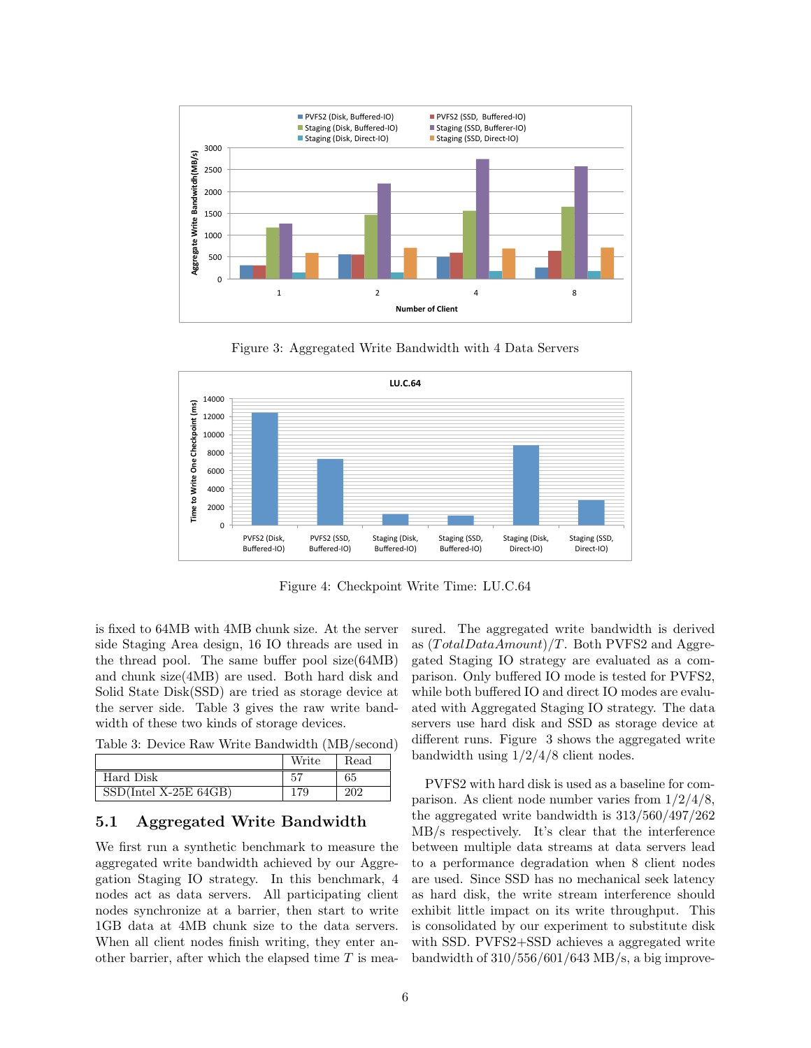Figure 3: Aggregated Write Bandwidth with 4 Data Servers

Figure 4: Checkpoint Write Time: LU.C.64

is fixed to 64MB with 4MB chunk size. At the server side Staging Area design, 16 IO threads are used in the thread pool. The same buffer pool size(64MB) and chunk size(4MB) are used. Both hard disk and Solid State Disk(SSD) are tried as storage device at the server side. Table 3 gives the raw write bandwidth of these two kinds of storage devices.

Table 3: Device Raw Write Bandwidth (MB/second)

| | Write | Read |
|---|---|---|
| Hard Disk | 57 | 65 |
| SSD(Intel X-25E 64GB) | 179 | 202 |

## 5.1 Aggregated Write Bandwidth

We first run a synthetic benchmark to measure the aggregated write bandwidth achieved by our Aggregation Staging IO strategy. In this benchmark, 4 nodes act as data servers. All participating client nodes synchronize at a barrier, then start to write 1GB data at 4MB chunk size to the data servers. When all client nodes finish writing, they enter another barrier, after which the elapsed time $T$ is measured. The aggregated write bandwidth is derived as $(TotalDataAmount)/T$. Both PVFS2 and Aggregated Staging IO strategy are evaluated as a comparison. Only buffered IO mode is tested for PVFS2, while both buffered IO and direct IO modes are evaluated with Aggregated Staging IO strategy. The data servers use hard disk and SSD as storage device at different runs. Figure 3 shows the aggregated write bandwidth using 1/2/4/8 client nodes.

PVFS2 with hard disk is used as a baseline for comparison. As client node number varies from 1/2/4/8, the aggregated write bandwidth is 313/560/497/262 MB/s respectively. It's clear that the interference between multiple data streams at data servers lead to a performance degradation when 8 client nodes are used. Since SSD has no mechanical seek latency as hard disk, the write stream interference should exhibit little impact on its write throughput. This is consolidated by our experiment to substitute disk with SSD. PVFS2+SSD achieves a aggregated write bandwidth of 310/556/601/643 MB/s, a big improve-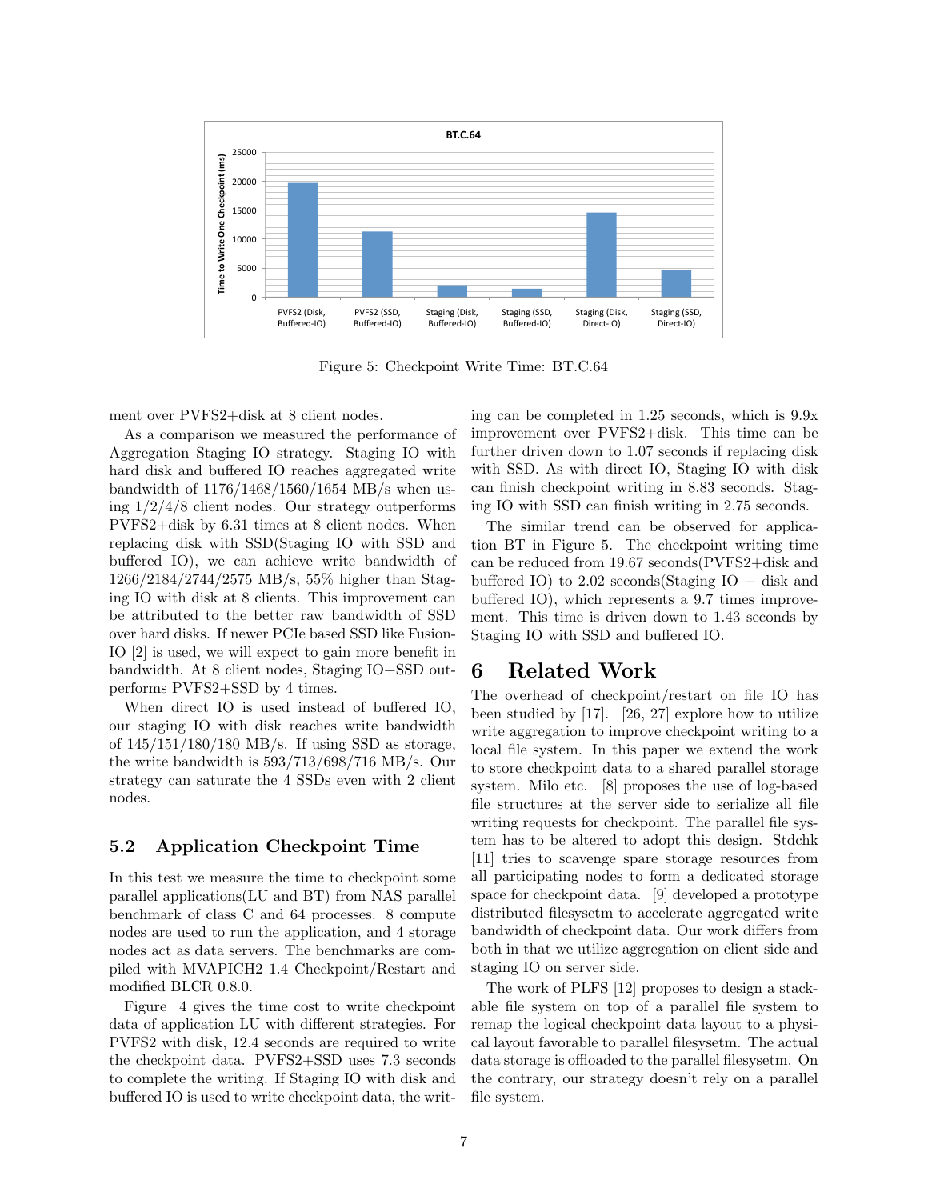Figure 5: Checkpoint Write Time: BT.C.64

ment over PVFS2+disk at 8 client nodes.

As a comparison we measured the performance of Aggregation Staging IO strategy. Staging IO with hard disk and buffered IO reaches aggregated write bandwidth of 1176/1468/1560/1654 MB/s when using 1/2/4/8 client nodes. Our strategy outperforms PVFS2+disk by 6.31 times at 8 client nodes. When replacing disk with SSD(Staging IO with SSD and buffered IO), we can achieve write bandwidth of 1266/2184/2744/2575 MB/s, 55% higher than Staging IO with disk at 8 clients. This improvement can be attributed to the better raw bandwidth of SSD over hard disks. If newer PCIe based SSD like Fusion-IO [2] is used, we will expect to gain more benefit in bandwidth. At 8 client nodes, Staging IO+SSD outperforms PVFS2+SSD by 4 times.

When direct IO is used instead of buffered IO, our staging IO with disk reaches write bandwidth of 145/151/180/180 MB/s. If using SSD as storage, the write bandwidth is 593/713/698/716 MB/s. Our strategy can saturate the 4 SSDs even with 2 client nodes.

### 5.2 Application Checkpoint Time

In this test we measure the time to checkpoint some parallel applications(LU and BT) from NAS parallel benchmark of class C and 64 processes. 8 compute nodes are used to run the application, and 4 storage nodes act as data servers. The benchmarks are compiled with MVAPICH2 1.4 Checkpoint/Restart and modified BLCR 0.8.0.

Figure 4 gives the time cost to write checkpoint data of application LU with different strategies. For PVFS2 with disk, 12.4 seconds are required to write the checkpoint data. PVFS2+SSD uses 7.3 seconds to complete the writing. If Staging IO with disk and buffered IO is used to write checkpoint data, the writing can be completed in 1.25 seconds, which is 9.9x improvement over PVFS2+disk. This time can be further driven down to 1.07 seconds if replacing disk with SSD. As with direct IO, Staging IO with disk can finish checkpoint writing in 8.83 seconds. Staging IO with SSD can finish writing in 2.75 seconds.

The similar trend can be observed for application BT in Figure 5. The checkpoint writing time can be reduced from 19.67 seconds(PVFS2+disk and buffered IO) to 2.02 seconds(Staging IO + disk and buffered IO), which represents a 9.7 times improvement. This time is driven down to 1.43 seconds by Staging IO with SSD and buffered IO.

## 6 Related Work

The overhead of checkpoint/restart on file IO has been studied by [17]. [26, 27] explore how to utilize write aggregation to improve checkpoint writing to a local file system. In this paper we extend the work to store checkpoint data to a shared parallel storage system. Milo etc. [8] proposes the use of log-based file structures at the server side to serialize all file writing requests for checkpoint. The parallel file system has to be altered to adopt this design. Stdchk [11] tries to scavenge spare storage resources from all participating nodes to form a dedicated storage space for checkpoint data. [9] developed a prototype distributed filesysetm to accelerate aggregated write bandwidth of checkpoint data. Our work differs from both in that we utilize aggregation on client side and staging IO on server side.

The work of PLFS [12] proposes to design a stackable file system on top of a parallel file system to remap the logical checkpoint data layout to a physical layout favorable to parallel filesysetm. The actual data storage is offloaded to the parallel filesysetm. On the contrary, our strategy doesn't rely on a parallel file system.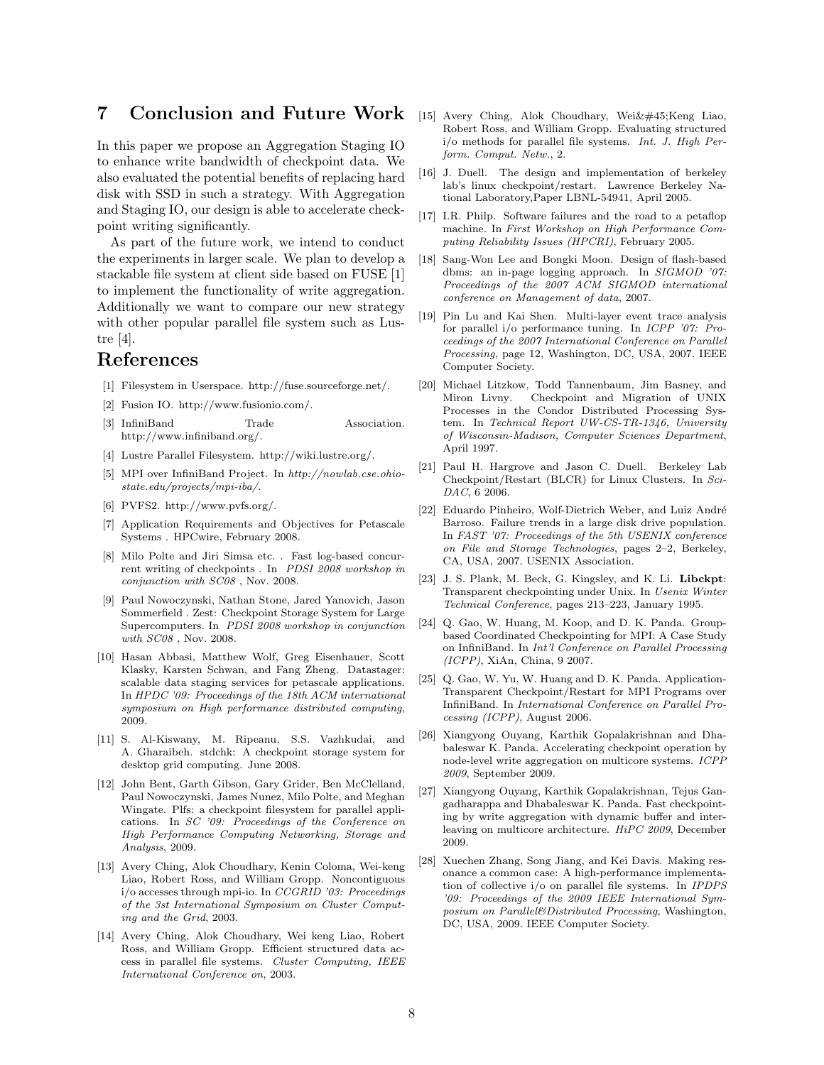## 7 Conclusion and Future Work

In this paper we propose an Aggregation Staging IO to enhance write bandwidth of checkpoint data. We also evaluated the potential benefits of replacing hard disk with SSD in such a strategy. With Aggregation and Staging IO, our design is able to accelerate checkpoint writing significantly.

As part of the future work, we intend to conduct the experiments in larger scale. We plan to develop a stackable file system at client side based on FUSE [1] to implement the functionality of write aggregation. Additionally we want to compare our new strategy with other popular parallel file system such as Lustre [4].

## References

[1] Filesystem in Userspace. http://fuse.sourceforge.net/.

[2] Fusion IO. http://www.fusionio.com/.

[3] InfiniBand Trade Association. http://www.infiniband.org/.

[4] Lustre Parallel Filesystem. http://wiki.lustre.org/.

[5] MPI over InfiniBand Project. In *http://nowlab.cse.ohio-state.edu/projects/mpi-iba/*.

[6] PVFS2. http://www.pvfs.org/.

[7] Application Requirements and Objectives for Petascale Systems . HPCwire, February 2008.

[8] Milo Polte and Jiri Simsa etc. . Fast log-based concurrent writing of checkpoints . In *PDSI 2008 workshop in conjunction with SC08* , Nov. 2008.

[9] Paul Nowoczynski, Nathan Stone, Jared Yanovich, Jason Sommerfield . Zest: Checkpoint Storage System for Large Supercomputers. In *PDSI 2008 workshop in conjunction with SC08* , Nov. 2008.

[10] Hasan Abbasi, Matthew Wolf, Greg Eisenhauer, Scott Klasky, Karsten Schwan, and Fang Zheng. Datastager: scalable data staging services for petascale applications. In *HPDC '09: Proceedings of the 18th ACM international symposium on High performance distributed computing*, 2009.

[11] S. Al-Kiswany, M. Ripeanu, S.S. Vazhkudai, and A. Gharaibeh. stdchk: A checkpoint storage system for desktop grid computing. June 2008.

[12] John Bent, Garth Gibson, Gary Grider, Ben McClelland, Paul Nowoczynski, James Nunez, Milo Polte, and Meghan Wingate. Plfs: a checkpoint filesystem for parallel applications. In *SC '09: Proceedings of the Conference on High Performance Computing Networking, Storage and Analysis*, 2009.

[13] Avery Ching, Alok Choudhary, Kenin Coloma, Wei-keng Liao, Robert Ross, and William Gropp. Noncontiguous i/o accesses through mpi-io. In *CCGRID '03: Proceedings of the 3st International Symposium on Cluster Computing and the Grid*, 2003.

[14] Avery Ching, Alok Choudhary, Wei keng Liao, Robert Ross, and William Gropp. Efficient structured data access in parallel file systems. *Cluster Computing, IEEE International Conference on*, 2003.

[15] Avery Ching, Alok Choudhary, Wei&#45;Keng Liao, Robert Ross, and William Gropp. Evaluating structured i/o methods for parallel file systems. *Int. J. High Perform. Comput. Netw.*, 2.

[16] J. Duell. The design and implementation of berkeley lab's linux checkpoint/restart. Lawrence Berkeley National Laboratory,Paper LBNL-54941, April 2005.

[17] I.R. Philp. Software failures and the road to a petaflop machine. In *First Workshop on High Performance Computing Reliability Issues (HPCRI)*, February 2005.

[18] Sang-Won Lee and Bongki Moon. Design of flash-based dbms: an in-page logging approach. In *SIGMOD '07: Proceedings of the 2007 ACM SIGMOD international conference on Management of data*, 2007.

[19] Pin Lu and Kai Shen. Multi-layer event trace analysis for parallel i/o performance tuning. In *ICPP '07: Proceedings of the 2007 International Conference on Parallel Processing*, page 12, Washington, DC, USA, 2007. IEEE Computer Society.

[20] Michael Litzkow, Todd Tannenbaum, Jim Basney, and Miron Livny. Checkpoint and Migration of UNIX Processes in the Condor Distributed Processing System. In *Technical Report UW-CS-TR-1346, University of Wisconsin-Madison, Computer Sciences Department*, April 1997.

[21] Paul H. Hargrove and Jason C. Duell. Berkeley Lab Checkpoint/Restart (BLCR) for Linux Clusters. In *SciDAC*, 6 2006.

[22] Eduardo Pinheiro, Wolf-Dietrich Weber, and Luiz André Barroso. Failure trends in a large disk drive population. In *FAST '07: Proceedings of the 5th USENIX conference on File and Storage Technologies*, pages 2–2, Berkeley, CA, USA, 2007. USENIX Association.

[23] J. S. Plank, M. Beck, G. Kingsley, and K. Li. **Libckpt**: Transparent checkpointing under Unix. In *Usenix Winter Technical Conference*, pages 213–223, January 1995.

[24] Q. Gao, W. Huang, M. Koop, and D. K. Panda. Group-based Coordinated Checkpointing for MPI: A Case Study on InfiniBand. In *Int'l Conference on Parallel Processing (ICPP)*, XiAn, China, 9 2007.

[25] Q. Gao, W. Yu, W. Huang and D. K. Panda. Application-Transparent Checkpoint/Restart for MPI Programs over InfiniBand. In *International Conference on Parallel Processing (ICPP)*, August 2006.

[26] Xiangyong Ouyang, Karthik Gopalakrishnan and Dhabaleswar K. Panda. Accelerating checkpoint operation by node-level write aggregation on multicore systems. *ICPP 2009*, September 2009.

[27] Xiangyong Ouyang, Karthik Gopalakrishnan, Tejus Gangadharappa and Dhabaleswar K. Panda. Fast checkpointing by write aggregation with dynamic buffer and interleaving on multicore architecture. *HiPC 2009*, December 2009.

[28] Xuechen Zhang, Song Jiang, and Kei Davis. Making resonance a common case: A high-performance implementation of collective i/o on parallel file systems. In *IPDPS '09: Proceedings of the 2009 IEEE International Symposium on Parallel&Distributed Processing*, Washington, DC, USA, 2009. IEEE Computer Society.